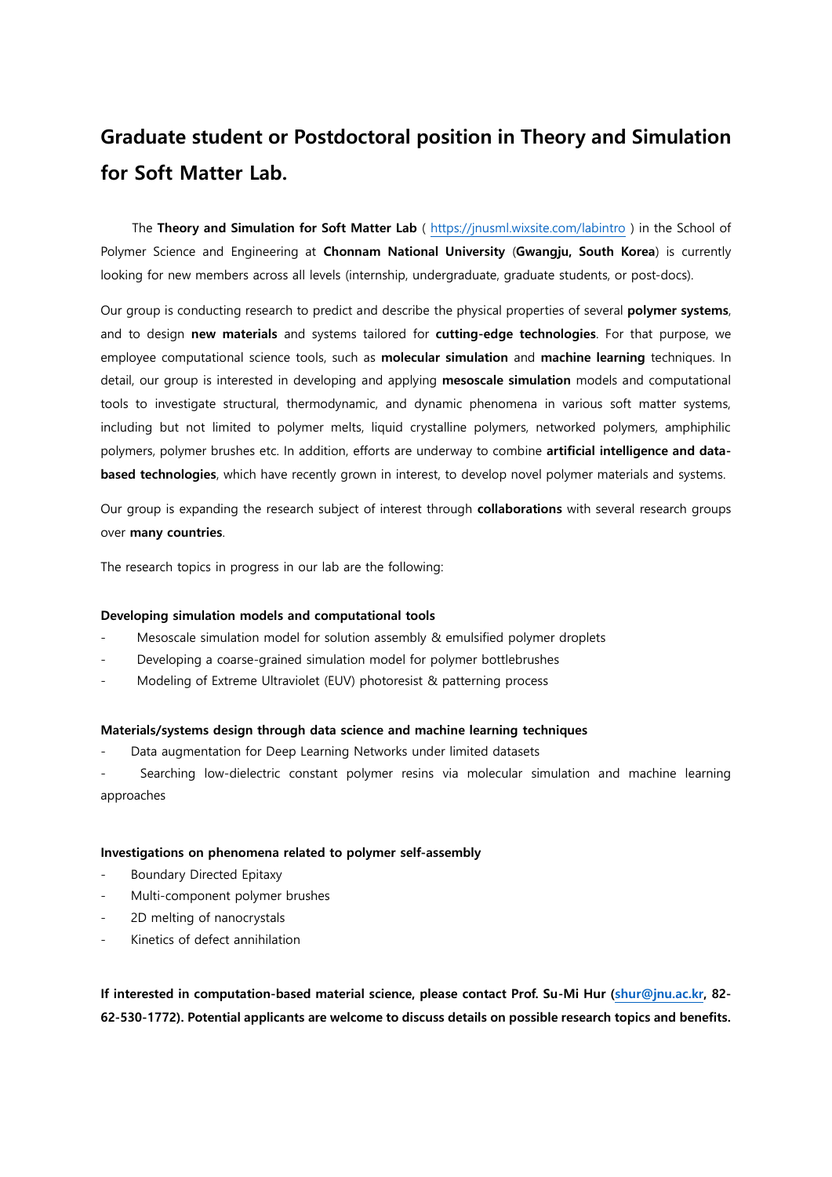# Graduate student or Postdoctoral position in Theory and Simulation for Soft Matter Lab.

The **Theory and Simulation for Soft Matter Lab** ( https://jnusml.wixsite.com/labintro ) in the School of Polymer Science and Engineering at **Chonnam National University** (**Gwangju, South Korea**) is currently looking for new members across all levels (internship, undergraduate, graduate students, or post-docs).

Our group is conducting research to predict and describe the physical properties of several **polymer systems**, and to design **new materials** and systems tailored for **cutting-edge technologies**. For that purpose, we employee computational science tools, such as **molecular simulation** and **machine learning** techniques. In detail, our group is interested in developing and applying **mesoscale simulation** models and computational tools to investigate structural, thermodynamic, and dynamic phenomena in various soft matter systems, including but not limited to polymer melts, liquid crystalline polymers, networked polymers, amphiphilic polymers, polymer brushes etc. In addition, efforts are underway to combine **artificial intelligence and data-based technologies**, which have recently grown in interest, to develop novel polymer materials and systems.

Our group is expanding the research subject of interest through **collaborations** with several research groups over **many countries**.

The research topics in progress in our lab are the following:

**Developing simulation models and computational tools**

- Mesoscale simulation model for solution assembly & emulsified polymer droplets
- Developing a coarse-grained simulation model for polymer bottlebrushes
- Modeling of Extreme Ultraviolet (EUV) photoresist & patterning process

**Materials/systems design through data science and machine learning techniques**

- Data augmentation for Deep Learning Networks under limited datasets
- Searching low-dielectric constant polymer resins via molecular simulation and machine learning approaches

**Investigations on phenomena related to polymer self-assembly**

- Boundary Directed Epitaxy
- Multi-component polymer brushes
- 2D melting of nanocrystals
- Kinetics of defect annihilation

**If interested in computation-based material science, please contact Prof. Su-Mi Hur (shur@jnu.ac.kr, 82-62-530-1772). Potential applicants are welcome to discuss details on possible research topics and benefits.**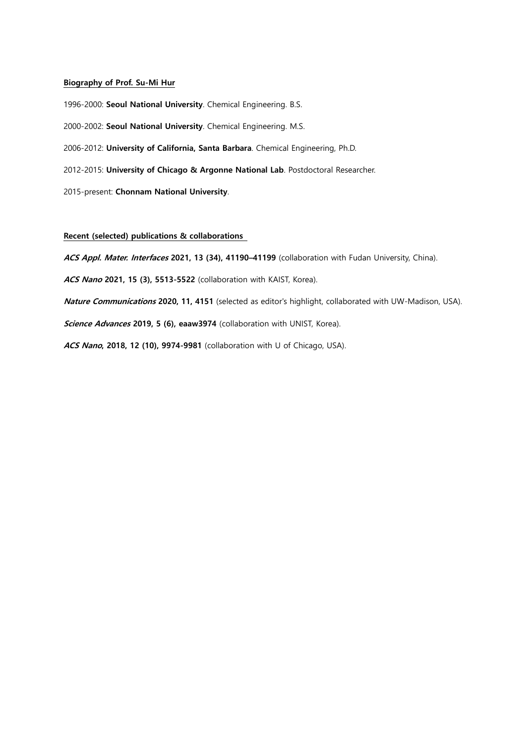**Biography of Prof. Su-Mi Hur**

1996-2000: **Seoul National University**. Chemical Engineering. B.S.

2000-2002: **Seoul National University**. Chemical Engineering. M.S.

2006-2012: **University of California, Santa Barbara**. Chemical Engineering, Ph.D.

2012-2015: **University of Chicago & Argonne National Lab**. Postdoctoral Researcher.

2015-present: **Chonnam National University**.

**Recent (selected) publications & collaborations**

***ACS Appl. Mater. Interfaces*** **2021, 13 (34), 41190–41199** (collaboration with Fudan University, China).

***ACS Nano*** **2021, 15 (3), 5513-5522** (collaboration with KAIST, Korea).

***Nature Communications*** **2020, 11, 4151** (selected as editor's highlight, collaborated with UW-Madison, USA).

***Science Advances*** **2019, 5 (6), eaaw3974** (collaboration with UNIST, Korea).

***ACS Nano*****, 2018, 12 (10), 9974-9981** (collaboration with U of Chicago, USA).